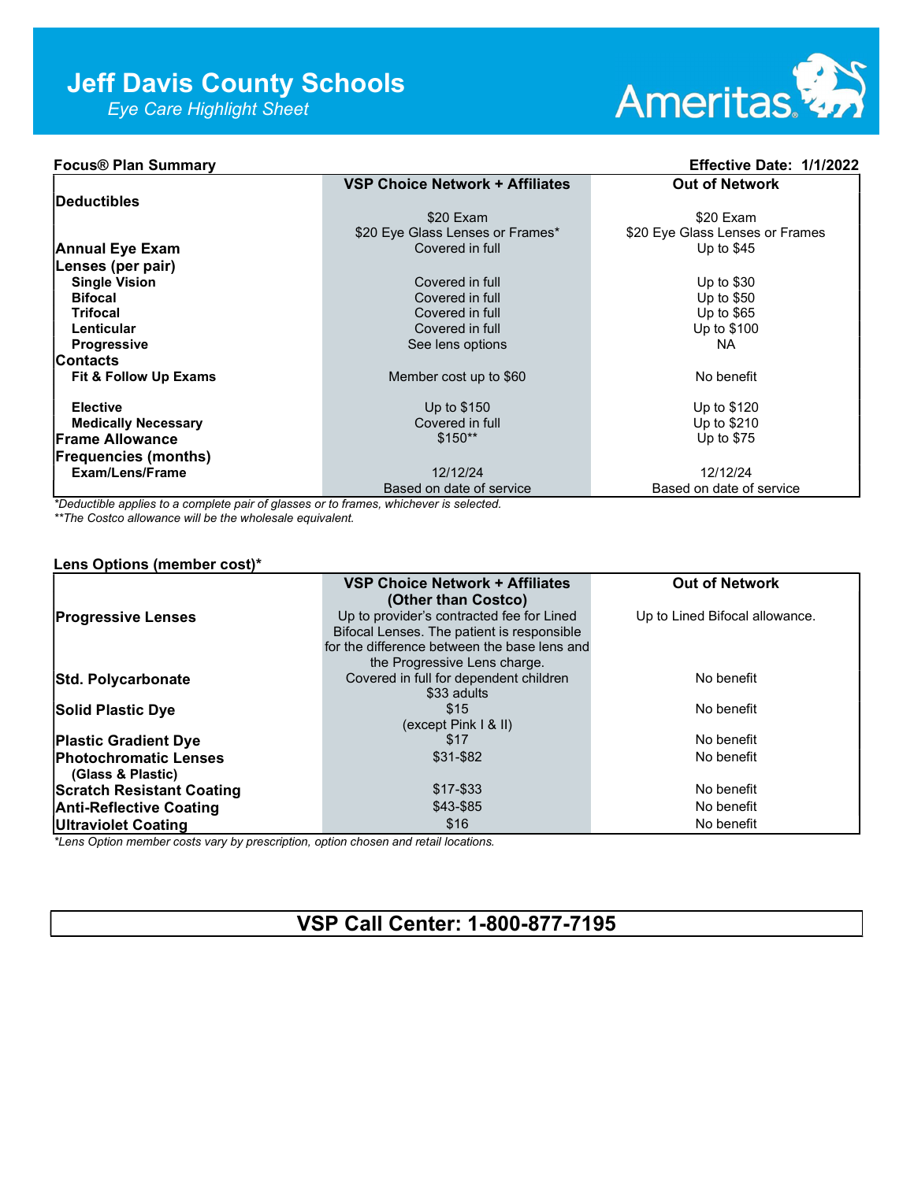# Jeff Davis County Schools

*Eye Care Highlight Sheet*

Ameritas

**Focus® Plan Summary** **Effective Date: 1/1/2022**

| | VSP Choice Network + Affiliates | Out of Network |
|---|---|---|
| **Deductibles** | $20 Exam<br>$20 Eye Glass Lenses or Frames* | $20 Exam<br>$20 Eye Glass Lenses or Frames |
| **Annual Eye Exam** | Covered in full | Up to $45 |
| **Lenses (per pair)** | | |
| **Single Vision** | Covered in full | Up to $30 |
| **Bifocal** | Covered in full | Up to $50 |
| **Trifocal** | Covered in full | Up to $65 |
| **Lenticular** | Covered in full | Up to $100 |
| **Progressive** | See lens options | NA |
| **Contacts** | | |
| **Fit & Follow Up Exams** | Member cost up to $60 | No benefit |
| **Elective** | Up to $150 | Up to $120 |
| **Medically Necessary** | Covered in full | Up to $210 |
| **Frame Allowance** | $150** | Up to $75 |
| **Frequencies (months)** | | |
| **Exam/Lens/Frame** | 12/12/24<br>Based on date of service | 12/12/24<br>Based on date of service |

*Deductible applies to a complete pair of glasses or to frames, whichever is selected.*
*The Costco allowance will be the wholesale equivalent.*

**Lens Options (member cost)***

| | VSP Choice Network + Affiliates (Other than Costco) | Out of Network |
|---|---|---|
| **Progressive Lenses** | Up to provider's contracted fee for Lined Bifocal Lenses. The patient is responsible for the difference between the base lens and the Progressive Lens charge. | Up to Lined Bifocal allowance. |
| **Std. Polycarbonate** | Covered in full for dependent children<br>$33 adults | No benefit |
| **Solid Plastic Dye** | $15<br>(except Pink I & II) | No benefit |
| **Plastic Gradient Dye** | $17 | No benefit |
| **Photochromatic Lenses (Glass & Plastic)** | $31-$82 | No benefit |
| **Scratch Resistant Coating** | $17-$33 | No benefit |
| **Anti-Reflective Coating** | $43-$85 | No benefit |
| **Ultraviolet Coating** | $16 | No benefit |

*Lens Option member costs vary by prescription, option chosen and retail locations.*

## VSP Call Center: 1-800-877-7195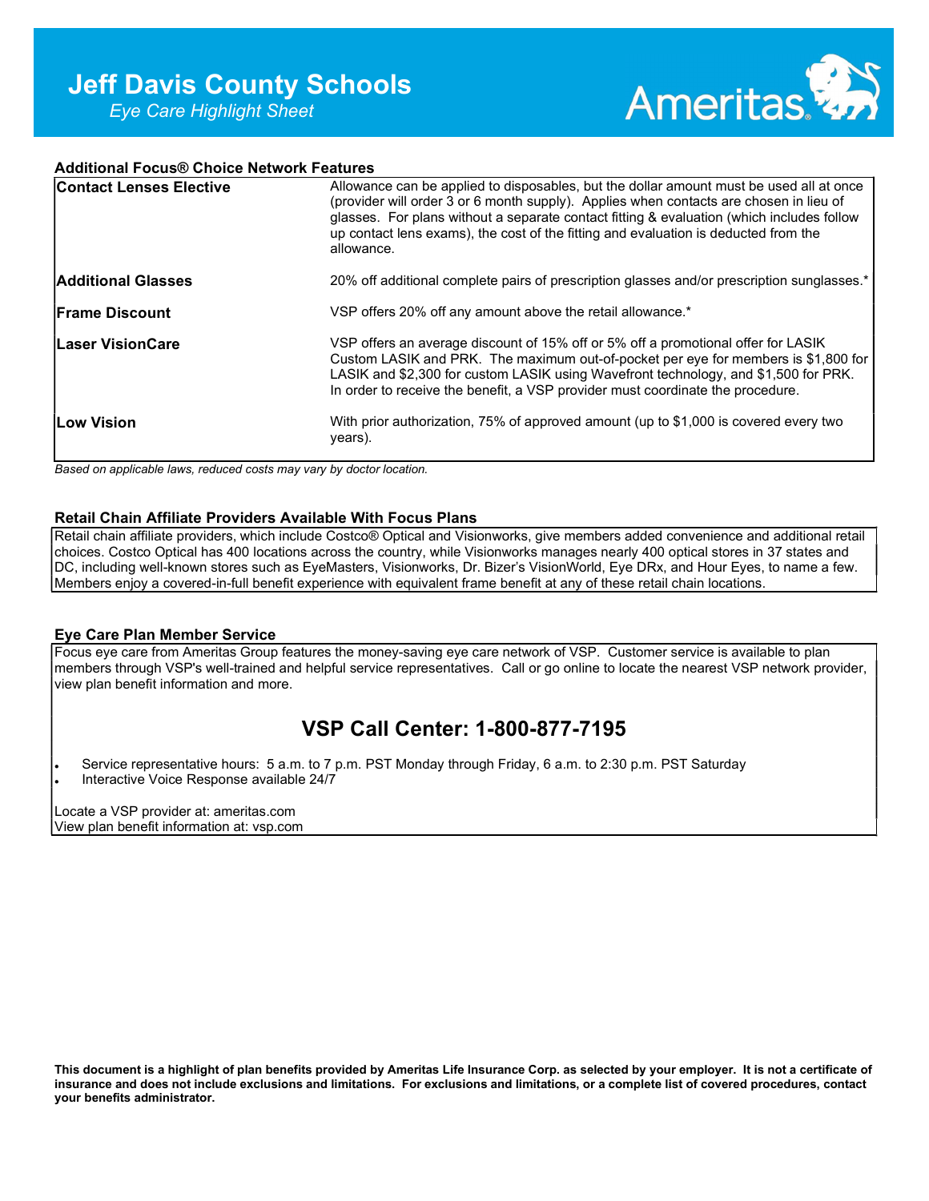# Jeff Davis County Schools

*Eye Care Highlight Sheet*

Ameritas

### Additional Focus® Choice Network Features

| | |
|---|---|
| **Contact Lenses Elective** | Allowance can be applied to disposables, but the dollar amount must be used all at once (provider will order 3 or 6 month supply). Applies when contacts are chosen in lieu of glasses. For plans without a separate contact fitting & evaluation (which includes follow up contact lens exams), the cost of the fitting and evaluation is deducted from the allowance. |
| **Additional Glasses** | 20% off additional complete pairs of prescription glasses and/or prescription sunglasses.* |
| **Frame Discount** | VSP offers 20% off any amount above the retail allowance.* |
| **Laser VisionCare** | VSP offers an average discount of 15% off or 5% off a promotional offer for LASIK Custom LASIK and PRK. The maximum out-of-pocket per eye for members is $1,800 for LASIK and $2,300 for custom LASIK using Wavefront technology, and $1,500 for PRK. In order to receive the benefit, a VSP provider must coordinate the procedure. |
| **Low Vision** | With prior authorization, 75% of approved amount (up to $1,000 is covered every two years). |

*Based on applicable laws, reduced costs may vary by doctor location.*

### Retail Chain Affiliate Providers Available With Focus Plans

Retail chain affiliate providers, which include Costco® Optical and Visionworks, give members added convenience and additional retail choices. Costco Optical has 400 locations across the country, while Visionworks manages nearly 400 optical stores in 37 states and DC, including well-known stores such as EyeMasters, Visionworks, Dr. Bizer's VisionWorld, Eye DRx, and Hour Eyes, to name a few. Members enjoy a covered-in-full benefit experience with equivalent frame benefit at any of these retail chain locations.

### Eye Care Plan Member Service

Focus eye care from Ameritas Group features the money-saving eye care network of VSP. Customer service is available to plan members through VSP's well-trained and helpful service representatives. Call or go online to locate the nearest VSP network provider, view plan benefit information and more.

## VSP Call Center: 1-800-877-7195

- Service representative hours: 5 a.m. to 7 p.m. PST Monday through Friday, 6 a.m. to 2:30 p.m. PST Saturday
- Interactive Voice Response available 24/7

Locate a VSP provider at: ameritas.com
View plan benefit information at: vsp.com

**This document is a highlight of plan benefits provided by Ameritas Life Insurance Corp. as selected by your employer. It is not a certificate of insurance and does not include exclusions and limitations. For exclusions and limitations, or a complete list of covered procedures, contact your benefits administrator.**